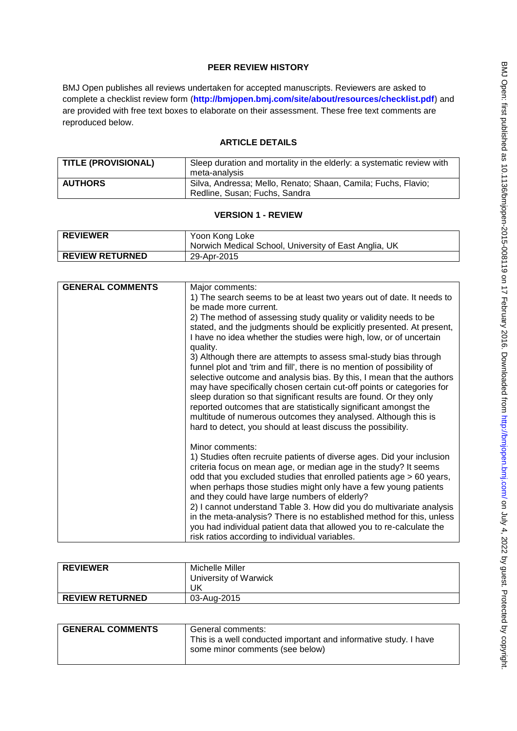# PEER REVIEW HISTORY

BMJ Open publishes all reviews undertaken for accepted manuscripts. Reviewers are asked to complete a checklist review form (**http://bmjopen.bmj.com/site/about/resources/checklist.pdf**) and are provided with free text boxes to elaborate on their assessment. These free text comments are reproduced below.

## ARTICLE DETAILS

| **TITLE (PROVISIONAL)** | Sleep duration and mortality in the elderly: a systematic review with meta-analysis |
|---|---|
| **AUTHORS** | Silva, Andressa; Mello, Renato; Shaan, Camila; Fuchs, Flavio; Redline, Susan; Fuchs, Sandra |

## VERSION 1 - REVIEW

| **REVIEWER** | Yoon Kong Loke<br>Norwich Medical School, University of East Anglia, UK |
|---|---|
| **REVIEW RETURNED** | 29-Apr-2015 |

| **GENERAL COMMENTS** | Major comments:<br>1) The search seems to be at least two years out of date. It needs to be made more current.<br>2) The method of assessing study quality or validity needs to be stated, and the judgments should be explicitly presented. At present, I have no idea whether the studies were high, low, or of uncertain quality.<br>3) Although there are attempts to assess smal-study bias through funnel plot and 'trim and fill', there is no mention of possibility of selective outcome and analysis bias. By this, I mean that the authors may have specifically chosen certain cut-off points or categories for sleep duration so that significant results are found. Or they only reported outcomes that are statistically significant amongst the multitude of numerous outcomes they analysed. Although this is hard to detect, you should at least discuss the possibility.<br><br>Minor comments:<br>1) Studies often recruite patients of diverse ages. Did your inclusion criteria focus on mean age, or median age in the study? It seems odd that you excluded studies that enrolled patients age > 60 years, when perhaps those studies might only have a few young patients and they could have large numbers of elderly?<br>2) I cannot understand Table 3. How did you do multivariate analysis in the meta-analysis? There is no established method for this, unless you had individual patient data that allowed you to re-calculate the risk ratios according to individual variables. |
|---|---|

| **REVIEWER** | Michelle Miller<br>University of Warwick<br>UK |
|---|---|
| **REVIEW RETURNED** | 03-Aug-2015 |

| **GENERAL COMMENTS** | General comments:<br>This is a well conducted important and informative study. I have some minor comments (see below) |
|---|---|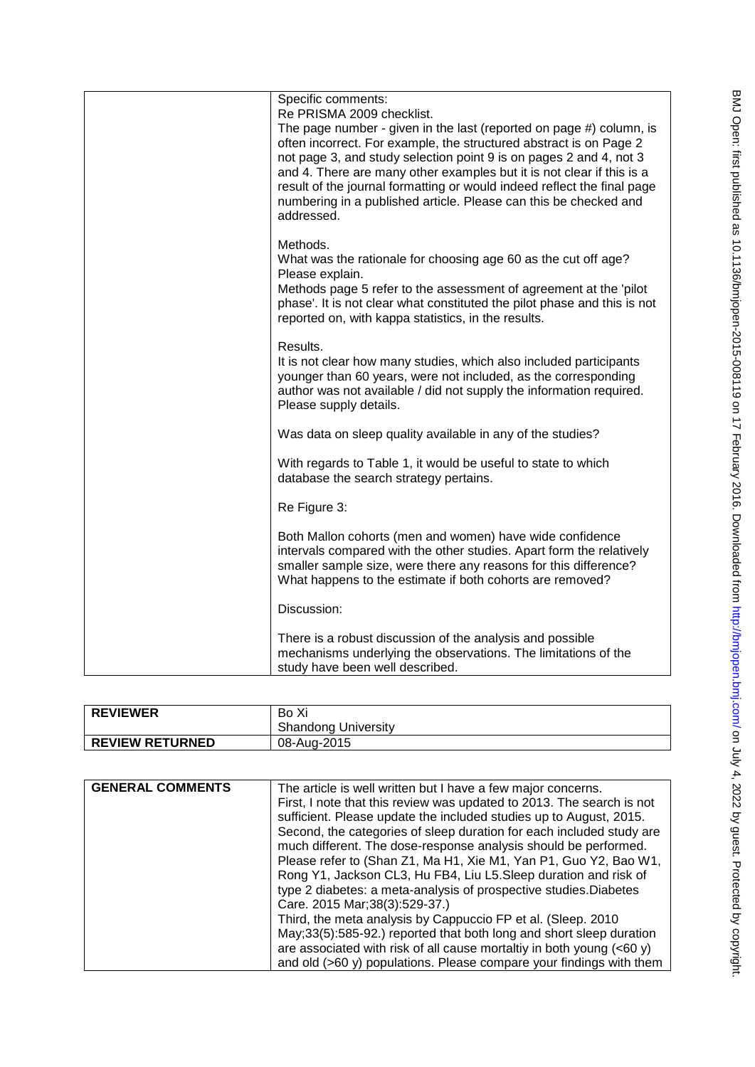| | |
|---|---|
| | Specific comments:<br>Re PRISMA 2009 checklist.<br>The page number - given in the last (reported on page #) column, is often incorrect. For example, the structured abstract is on Page 2 not page 3, and study selection point 9 is on pages 2 and 4, not 3 and 4. There are many other examples but it is not clear if this is a result of the journal formatting or would indeed reflect the final page numbering in a published article. Please can this be checked and addressed.<br><br>Methods.<br>What was the rationale for choosing age 60 as the cut off age? Please explain.<br>Methods page 5 refer to the assessment of agreement at the 'pilot phase'. It is not clear what constituted the pilot phase and this is not reported on, with kappa statistics, in the results.<br><br>Results.<br>It is not clear how many studies, which also included participants younger than 60 years, were not included, as the corresponding author was not available / did not supply the information required. Please supply details.<br><br>Was data on sleep quality available in any of the studies?<br><br>With regards to Table 1, it would be useful to state to which database the search strategy pertains.<br><br>Re Figure 3:<br><br>Both Mallon cohorts (men and women) have wide confidence intervals compared with the other studies. Apart form the relatively smaller sample size, were there any reasons for this difference? What happens to the estimate if both cohorts are removed?<br><br>Discussion:<br><br>There is a robust discussion of the analysis and possible mechanisms underlying the observations. The limitations of the study have been well described. |

| | |
|---|---|
| **REVIEWER** | Bo Xi<br>Shandong University |
| **REVIEW RETURNED** | 08-Aug-2015 |

| | |
|---|---|
| **GENERAL COMMENTS** | The article is well written but I have a few major concerns.<br>First, I note that this review was updated to 2013. The search is not sufficient. Please update the included studies up to August, 2015.<br>Second, the categories of sleep duration for each included study are much different. The dose-response analysis should be performed. Please refer to (Shan Z1, Ma H1, Xie M1, Yan P1, Guo Y2, Bao W1, Rong Y1, Jackson CL3, Hu FB4, Liu L5.Sleep duration and risk of type 2 diabetes: a meta-analysis of prospective studies.Diabetes Care. 2015 Mar;38(3):529-37.)<br>Third, the meta analysis by Cappuccio FP et al. (Sleep. 2010 May;33(5):585-92.) reported that both long and short sleep duration are associated with risk of all cause mortaltiy in both young (<60 y) and old (>60 y) populations. Please compare your findings with them |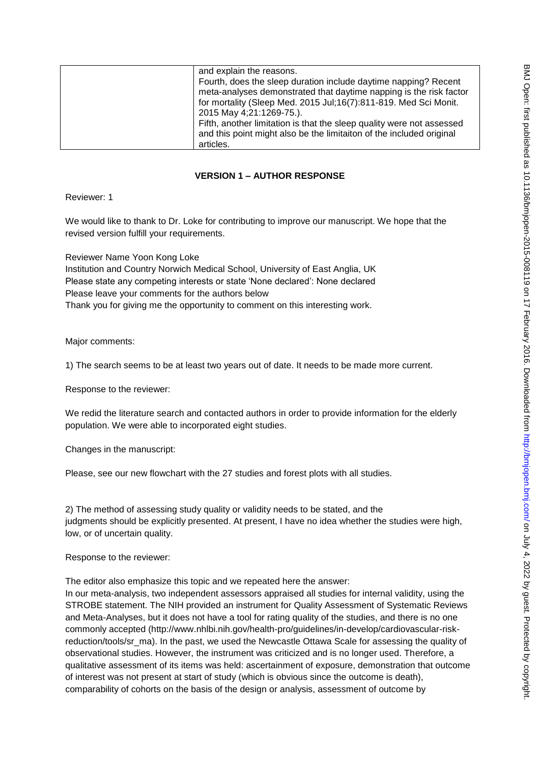| | and explain the reasons.<br>Fourth, does the sleep duration include daytime napping? Recent meta-analyses demonstrated that daytime napping is the risk factor for mortality (Sleep Med. 2015 Jul;16(7):811-819. Med Sci Monit. 2015 May 4;21:1269-75.).<br>Fifth, another limitation is that the sleep quality were not assessed and this point might also be the limitaiton of the included original articles. |
|---|---|

## VERSION 1 – AUTHOR RESPONSE

Reviewer: 1

We would like to thank to Dr. Loke for contributing to improve our manuscript. We hope that the revised version fulfill your requirements.

Reviewer Name Yoon Kong Loke
Institution and Country Norwich Medical School, University of East Anglia, UK
Please state any competing interests or state 'None declared': None declared
Please leave your comments for the authors below
Thank you for giving me the opportunity to comment on this interesting work.

Major comments:

1) The search seems to be at least two years out of date. It needs to be made more current.

Response to the reviewer:

We redid the literature search and contacted authors in order to provide information for the elderly population. We were able to incorporated eight studies.

Changes in the manuscript:

Please, see our new flowchart with the 27 studies and forest plots with all studies.

2) The method of assessing study quality or validity needs to be stated, and the judgments should be explicitly presented. At present, I have no idea whether the studies were high, low, or of uncertain quality.

Response to the reviewer:

The editor also emphasize this topic and we repeated here the answer:
In our meta-analysis, two independent assessors appraised all studies for internal validity, using the STROBE statement. The NIH provided an instrument for Quality Assessment of Systematic Reviews and Meta-Analyses, but it does not have a tool for rating quality of the studies, and there is no one commonly accepted (http://www.nhlbi.nih.gov/health-pro/guidelines/in-develop/cardiovascular-risk-reduction/tools/sr_ma). In the past, we used the Newcastle Ottawa Scale for assessing the quality of observational studies. However, the instrument was criticized and is no longer used. Therefore, a qualitative assessment of its items was held: ascertainment of exposure, demonstration that outcome of interest was not present at start of study (which is obvious since the outcome is death), comparability of cohorts on the basis of the design or analysis, assessment of outcome by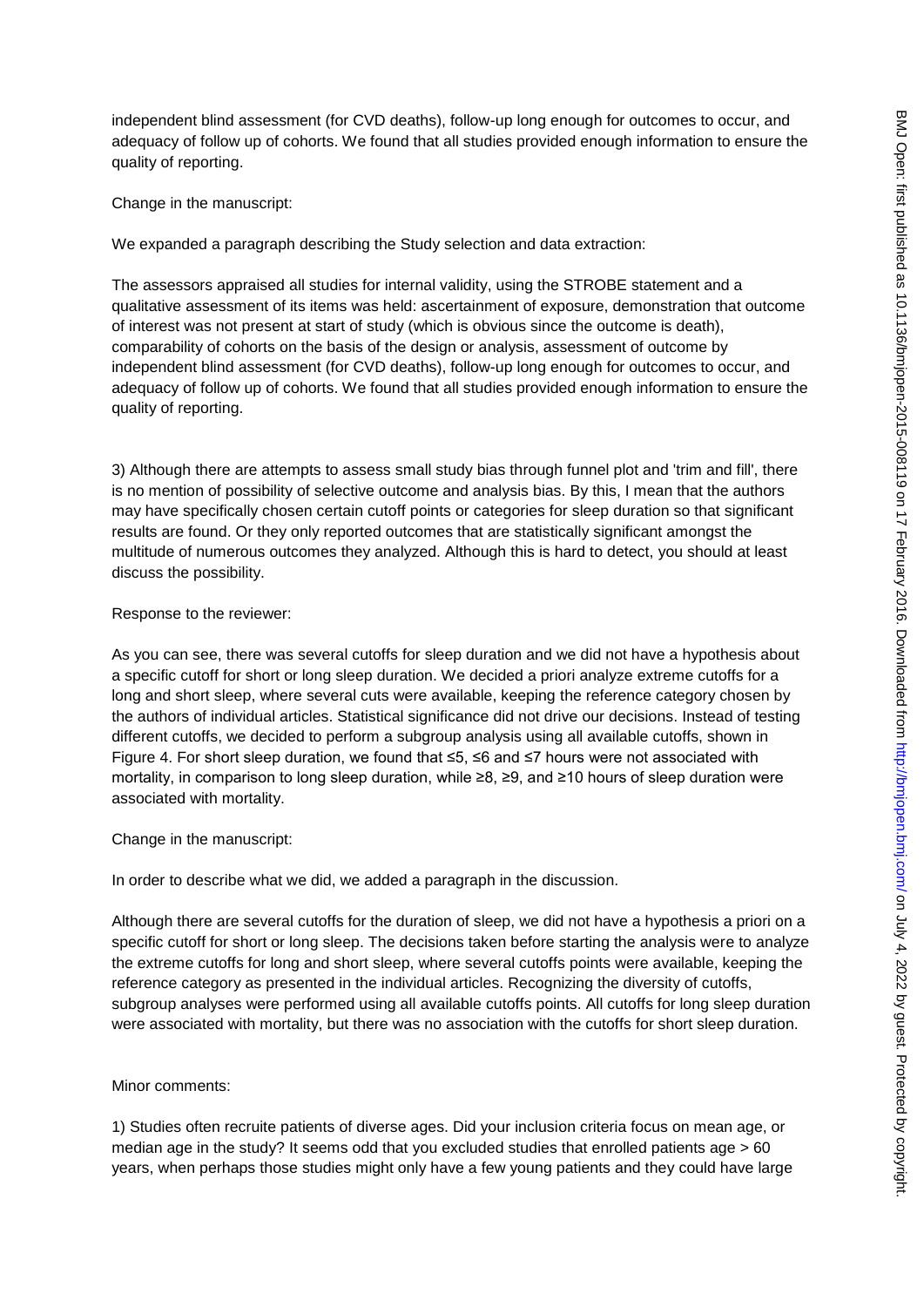independent blind assessment (for CVD deaths), follow-up long enough for outcomes to occur, and adequacy of follow up of cohorts. We found that all studies provided enough information to ensure the quality of reporting.

Change in the manuscript:

We expanded a paragraph describing the Study selection and data extraction:

The assessors appraised all studies for internal validity, using the STROBE statement and a qualitative assessment of its items was held: ascertainment of exposure, demonstration that outcome of interest was not present at start of study (which is obvious since the outcome is death), comparability of cohorts on the basis of the design or analysis, assessment of outcome by independent blind assessment (for CVD deaths), follow-up long enough for outcomes to occur, and adequacy of follow up of cohorts. We found that all studies provided enough information to ensure the quality of reporting.

3) Although there are attempts to assess small study bias through funnel plot and 'trim and fill', there is no mention of possibility of selective outcome and analysis bias. By this, I mean that the authors may have specifically chosen certain cutoff points or categories for sleep duration so that significant results are found. Or they only reported outcomes that are statistically significant amongst the multitude of numerous outcomes they analyzed. Although this is hard to detect, you should at least discuss the possibility.

Response to the reviewer:

As you can see, there was several cutoffs for sleep duration and we did not have a hypothesis about a specific cutoff for short or long sleep duration. We decided a priori analyze extreme cutoffs for a long and short sleep, where several cuts were available, keeping the reference category chosen by the authors of individual articles. Statistical significance did not drive our decisions. Instead of testing different cutoffs, we decided to perform a subgroup analysis using all available cutoffs, shown in Figure 4. For short sleep duration, we found that ≤5, ≤6 and ≤7 hours were not associated with mortality, in comparison to long sleep duration, while ≥8, ≥9, and ≥10 hours of sleep duration were associated with mortality.

Change in the manuscript:

In order to describe what we did, we added a paragraph in the discussion.

Although there are several cutoffs for the duration of sleep, we did not have a hypothesis a priori on a specific cutoff for short or long sleep. The decisions taken before starting the analysis were to analyze the extreme cutoffs for long and short sleep, where several cutoffs points were available, keeping the reference category as presented in the individual articles. Recognizing the diversity of cutoffs, subgroup analyses were performed using all available cutoffs points. All cutoffs for long sleep duration were associated with mortality, but there was no association with the cutoffs for short sleep duration.

Minor comments:

1) Studies often recruite patients of diverse ages. Did your inclusion criteria focus on mean age, or median age in the study? It seems odd that you excluded studies that enrolled patients age > 60 years, when perhaps those studies might only have a few young patients and they could have large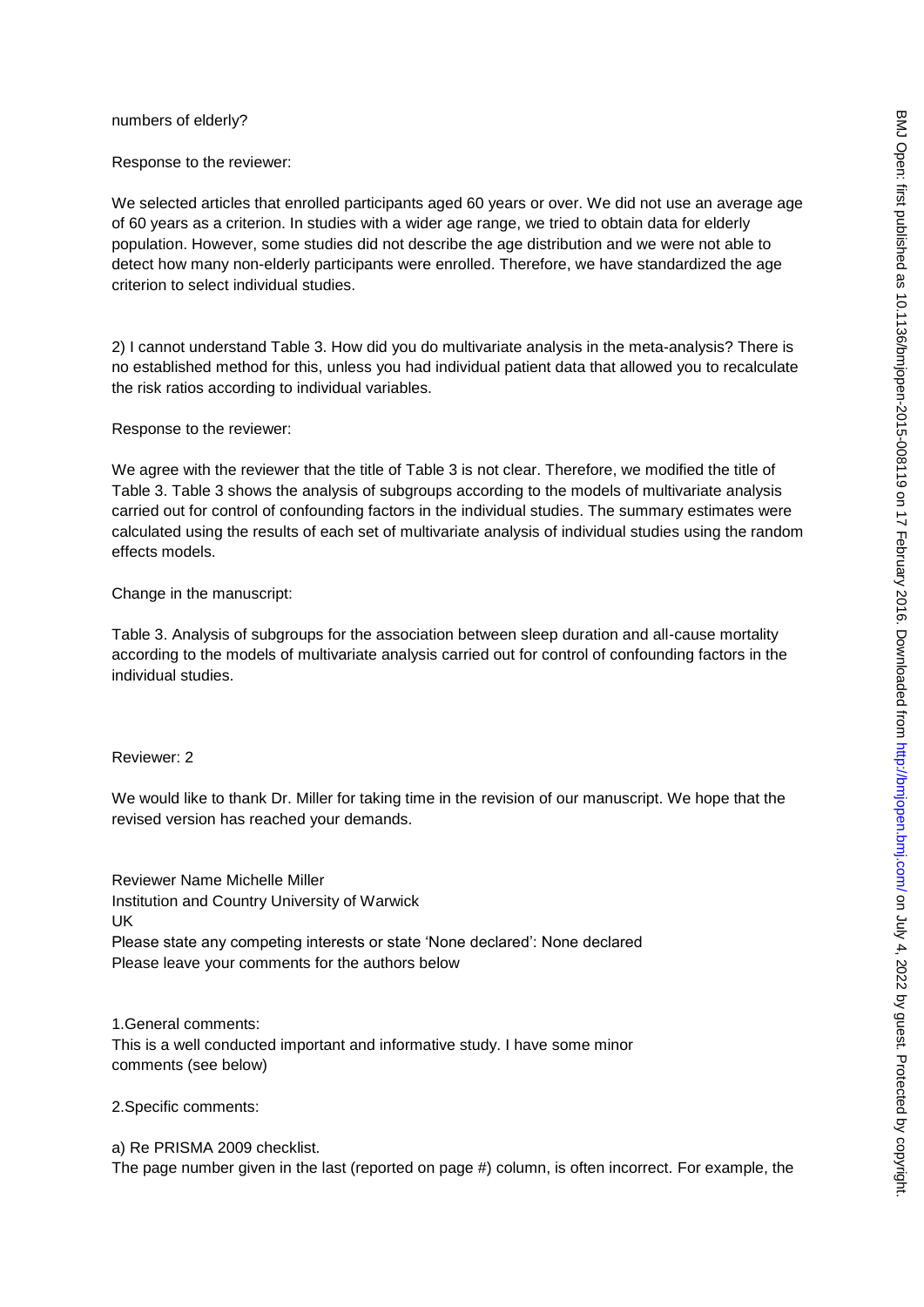numbers of elderly?

Response to the reviewer:

We selected articles that enrolled participants aged 60 years or over. We did not use an average age of 60 years as a criterion. In studies with a wider age range, we tried to obtain data for elderly population. However, some studies did not describe the age distribution and we were not able to detect how many non-elderly participants were enrolled. Therefore, we have standardized the age criterion to select individual studies.

2) I cannot understand Table 3. How did you do multivariate analysis in the meta-analysis? There is no established method for this, unless you had individual patient data that allowed you to recalculate the risk ratios according to individual variables.

Response to the reviewer:

We agree with the reviewer that the title of Table 3 is not clear. Therefore, we modified the title of Table 3. Table 3 shows the analysis of subgroups according to the models of multivariate analysis carried out for control of confounding factors in the individual studies. The summary estimates were calculated using the results of each set of multivariate analysis of individual studies using the random effects models.

Change in the manuscript:

Table 3. Analysis of subgroups for the association between sleep duration and all-cause mortality according to the models of multivariate analysis carried out for control of confounding factors in the individual studies.

Reviewer: 2

We would like to thank Dr. Miller for taking time in the revision of our manuscript. We hope that the revised version has reached your demands.

Reviewer Name Michelle Miller
Institution and Country University of Warwick
UK
Please state any competing interests or state 'None declared': None declared
Please leave your comments for the authors below

1.General comments:
This is a well conducted important and informative study. I have some minor comments (see below)

2.Specific comments:

a) Re PRISMA 2009 checklist.
The page number given in the last (reported on page #) column, is often incorrect. For example, the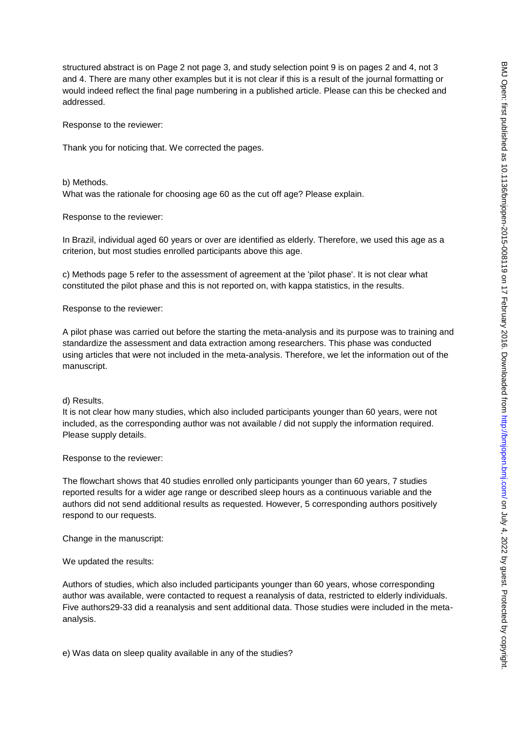structured abstract is on Page 2 not page 3, and study selection point 9 is on pages 2 and 4, not 3 and 4. There are many other examples but it is not clear if this is a result of the journal formatting or would indeed reflect the final page numbering in a published article. Please can this be checked and addressed.

Response to the reviewer:

Thank you for noticing that. We corrected the pages.

b) Methods.
What was the rationale for choosing age 60 as the cut off age? Please explain.

Response to the reviewer:

In Brazil, individual aged 60 years or over are identified as elderly. Therefore, we used this age as a criterion, but most studies enrolled participants above this age.

c) Methods page 5 refer to the assessment of agreement at the 'pilot phase'. It is not clear what constituted the pilot phase and this is not reported on, with kappa statistics, in the results.

Response to the reviewer:

A pilot phase was carried out before the starting the meta-analysis and its purpose was to training and standardize the assessment and data extraction among researchers. This phase was conducted using articles that were not included in the meta-analysis. Therefore, we let the information out of the manuscript.

d) Results.
It is not clear how many studies, which also included participants younger than 60 years, were not included, as the corresponding author was not available / did not supply the information required. Please supply details.

Response to the reviewer:

The flowchart shows that 40 studies enrolled only participants younger than 60 years, 7 studies reported results for a wider age range or described sleep hours as a continuous variable and the authors did not send additional results as requested. However, 5 corresponding authors positively respond to our requests.

Change in the manuscript:

We updated the results:

Authors of studies, which also included participants younger than 60 years, whose corresponding author was available, were contacted to request a reanalysis of data, restricted to elderly individuals. Five authors29-33 did a reanalysis and sent additional data. Those studies were included in the meta-analysis.

e) Was data on sleep quality available in any of the studies?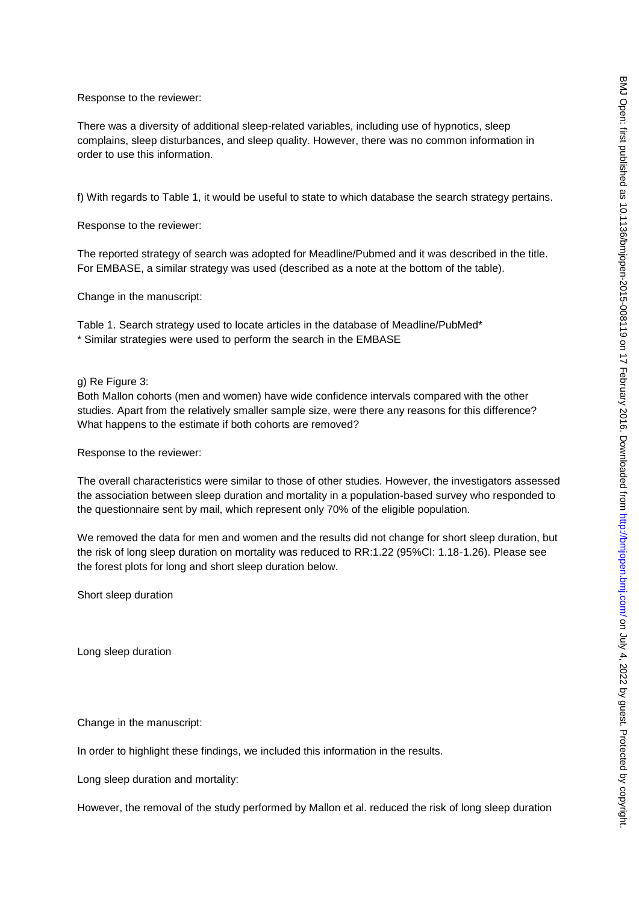Response to the reviewer:

There was a diversity of additional sleep-related variables, including use of hypnotics, sleep complains, sleep disturbances, and sleep quality. However, there was no common information in order to use this information.

f) With regards to Table 1, it would be useful to state to which database the search strategy pertains.

Response to the reviewer:

The reported strategy of search was adopted for Meadline/Pubmed and it was described in the title. For EMBASE, a similar strategy was used (described as a note at the bottom of the table).

Change in the manuscript:

Table 1. Search strategy used to locate articles in the database of Meadline/PubMed*
* Similar strategies were used to perform the search in the EMBASE

g) Re Figure 3:
Both Mallon cohorts (men and women) have wide confidence intervals compared with the other studies. Apart from the relatively smaller sample size, were there any reasons for this difference? What happens to the estimate if both cohorts are removed?

Response to the reviewer:

The overall characteristics were similar to those of other studies. However, the investigators assessed the association between sleep duration and mortality in a population-based survey who responded to the questionnaire sent by mail, which represent only 70% of the eligible population.

We removed the data for men and women and the results did not change for short sleep duration, but the risk of long sleep duration on mortality was reduced to RR:1.22 (95%CI: 1.18-1.26). Please see the forest plots for long and short sleep duration below.

Short sleep duration

Long sleep duration

Change in the manuscript:

In order to highlight these findings, we included this information in the results.

Long sleep duration and mortality:

However, the removal of the study performed by Mallon et al. reduced the risk of long sleep duration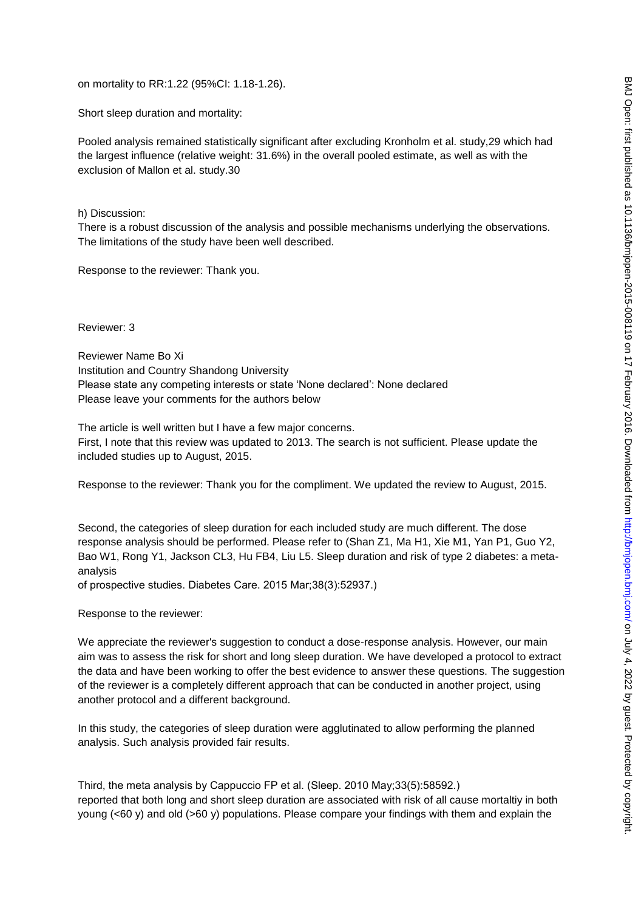on mortality to RR:1.22 (95%CI: 1.18-1.26).

Short sleep duration and mortality:

Pooled analysis remained statistically significant after excluding Kronholm et al. study,29 which had the largest influence (relative weight: 31.6%) in the overall pooled estimate, as well as with the exclusion of Mallon et al. study.30

h) Discussion:
There is a robust discussion of the analysis and possible mechanisms underlying the observations. The limitations of the study have been well described.

Response to the reviewer: Thank you.

Reviewer: 3

Reviewer Name Bo Xi
Institution and Country Shandong University
Please state any competing interests or state 'None declared': None declared
Please leave your comments for the authors below

The article is well written but I have a few major concerns.
First, I note that this review was updated to 2013. The search is not sufficient. Please update the included studies up to August, 2015.

Response to the reviewer: Thank you for the compliment. We updated the review to August, 2015.

Second, the categories of sleep duration for each included study are much different. The dose response analysis should be performed. Please refer to (Shan Z1, Ma H1, Xie M1, Yan P1, Guo Y2, Bao W1, Rong Y1, Jackson CL3, Hu FB4, Liu L5. Sleep duration and risk of type 2 diabetes: a meta-analysis
of prospective studies. Diabetes Care. 2015 Mar;38(3):52937.)

Response to the reviewer:

We appreciate the reviewer's suggestion to conduct a dose-response analysis. However, our main aim was to assess the risk for short and long sleep duration. We have developed a protocol to extract the data and have been working to offer the best evidence to answer these questions. The suggestion of the reviewer is a completely different approach that can be conducted in another project, using another protocol and a different background.

In this study, the categories of sleep duration were agglutinated to allow performing the planned analysis. Such analysis provided fair results.

Third, the meta analysis by Cappuccio FP et al. (Sleep. 2010 May;33(5):58592.)
reported that both long and short sleep duration are associated with risk of all cause mortaltiy in both young (<60 y) and old (>60 y) populations. Please compare your findings with them and explain the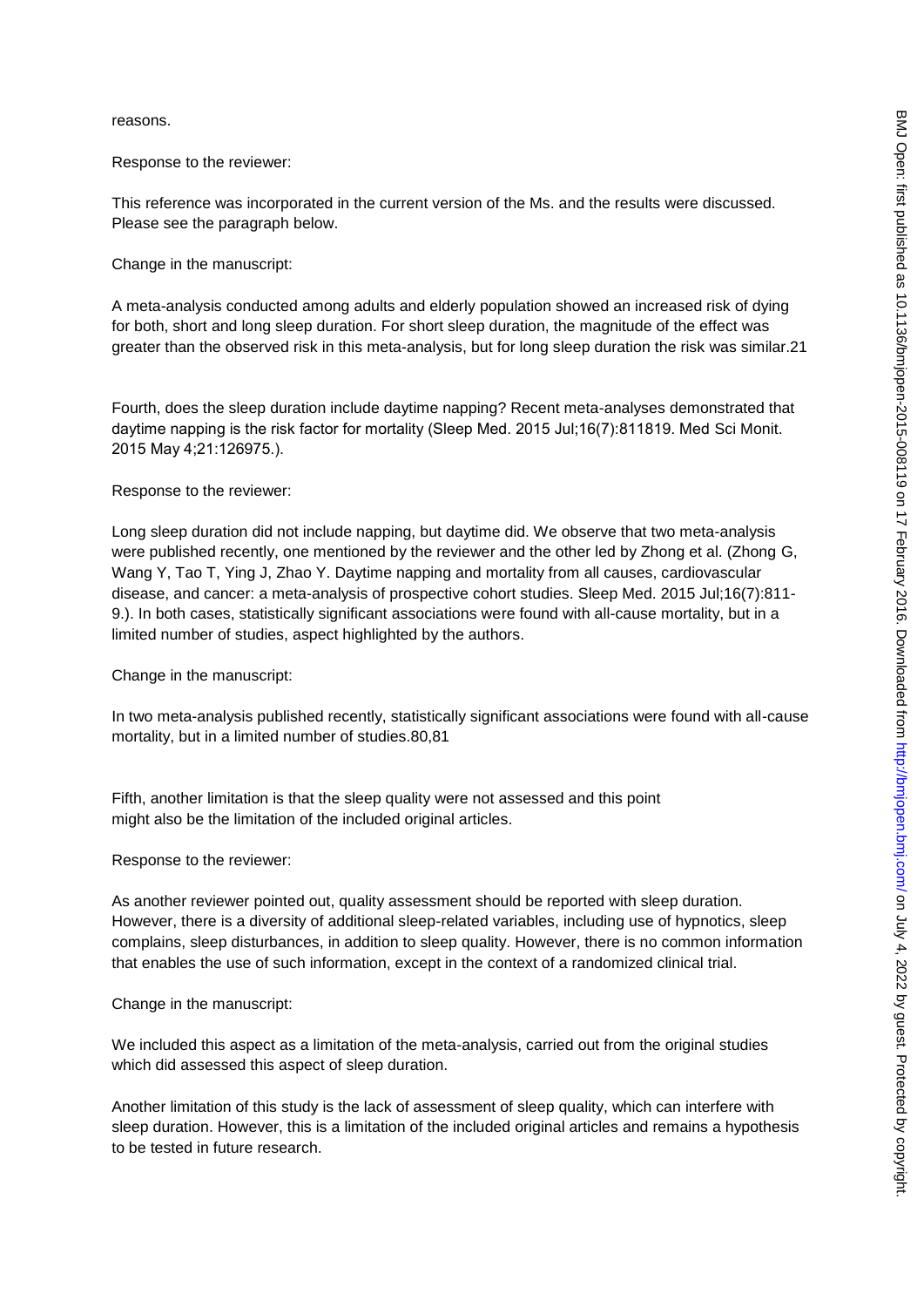reasons.

Response to the reviewer:

This reference was incorporated in the current version of the Ms. and the results were discussed. Please see the paragraph below.

Change in the manuscript:

A meta-analysis conducted among adults and elderly population showed an increased risk of dying for both, short and long sleep duration. For short sleep duration, the magnitude of the effect was greater than the observed risk in this meta-analysis, but for long sleep duration the risk was similar.21

Fourth, does the sleep duration include daytime napping? Recent meta-analyses demonstrated that daytime napping is the risk factor for mortality (Sleep Med. 2015 Jul;16(7):811819. Med Sci Monit. 2015 May 4;21:126975.).

Response to the reviewer:

Long sleep duration did not include napping, but daytime did. We observe that two meta-analysis were published recently, one mentioned by the reviewer and the other led by Zhong et al. (Zhong G, Wang Y, Tao T, Ying J, Zhao Y. Daytime napping and mortality from all causes, cardiovascular disease, and cancer: a meta-analysis of prospective cohort studies. Sleep Med. 2015 Jul;16(7):811-9.). In both cases, statistically significant associations were found with all-cause mortality, but in a limited number of studies, aspect highlighted by the authors.

Change in the manuscript:

In two meta-analysis published recently, statistically significant associations were found with all-cause mortality, but in a limited number of studies.80,81

Fifth, another limitation is that the sleep quality were not assessed and this point might also be the limitation of the included original articles.

Response to the reviewer:

As another reviewer pointed out, quality assessment should be reported with sleep duration. However, there is a diversity of additional sleep-related variables, including use of hypnotics, sleep complains, sleep disturbances, in addition to sleep quality. However, there is no common information that enables the use of such information, except in the context of a randomized clinical trial.

Change in the manuscript:

We included this aspect as a limitation of the meta-analysis, carried out from the original studies which did assessed this aspect of sleep duration.

Another limitation of this study is the lack of assessment of sleep quality, which can interfere with sleep duration. However, this is a limitation of the included original articles and remains a hypothesis to be tested in future research.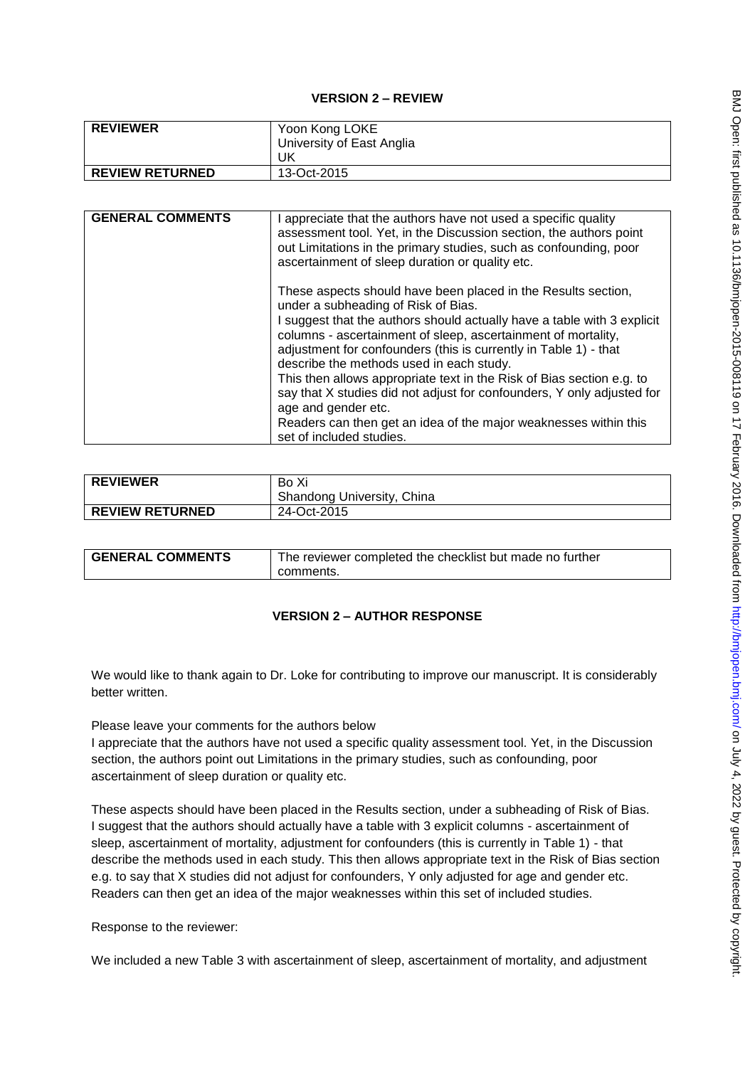**VERSION 2 – REVIEW**

| **REVIEWER** | Yoon Kong LOKE<br>University of East Anglia<br>UK |
|---|---|
| **REVIEW RETURNED** | 13-Oct-2015 |

| **GENERAL COMMENTS** | I appreciate that the authors have not used a specific quality assessment tool. Yet, in the Discussion section, the authors point out Limitations in the primary studies, such as confounding, poor ascertainment of sleep duration or quality etc.<br><br>These aspects should have been placed in the Results section, under a subheading of Risk of Bias.<br>I suggest that the authors should actually have a table with 3 explicit columns - ascertainment of sleep, ascertainment of mortality, adjustment for confounders (this is currently in Table 1) - that describe the methods used in each study.<br>This then allows appropriate text in the Risk of Bias section e.g. to say that X studies did not adjust for confounders, Y only adjusted for age and gender etc.<br>Readers can then get an idea of the major weaknesses within this set of included studies. |
|---|---|

| **REVIEWER** | Bo Xi<br>Shandong University, China |
|---|---|
| **REVIEW RETURNED** | 24-Oct-2015 |

| **GENERAL COMMENTS** | The reviewer completed the checklist but made no further comments. |
|---|---|

**VERSION 2 – AUTHOR RESPONSE**

We would like to thank again to Dr. Loke for contributing to improve our manuscript. It is considerably better written.

Please leave your comments for the authors below
I appreciate that the authors have not used a specific quality assessment tool. Yet, in the Discussion section, the authors point out Limitations in the primary studies, such as confounding, poor ascertainment of sleep duration or quality etc.

These aspects should have been placed in the Results section, under a subheading of Risk of Bias.
I suggest that the authors should actually have a table with 3 explicit columns - ascertainment of sleep, ascertainment of mortality, adjustment for confounders (this is currently in Table 1) - that describe the methods used in each study. This then allows appropriate text in the Risk of Bias section e.g. to say that X studies did not adjust for confounders, Y only adjusted for age and gender etc.
Readers can then get an idea of the major weaknesses within this set of included studies.

Response to the reviewer:

We included a new Table 3 with ascertainment of sleep, ascertainment of mortality, and adjustment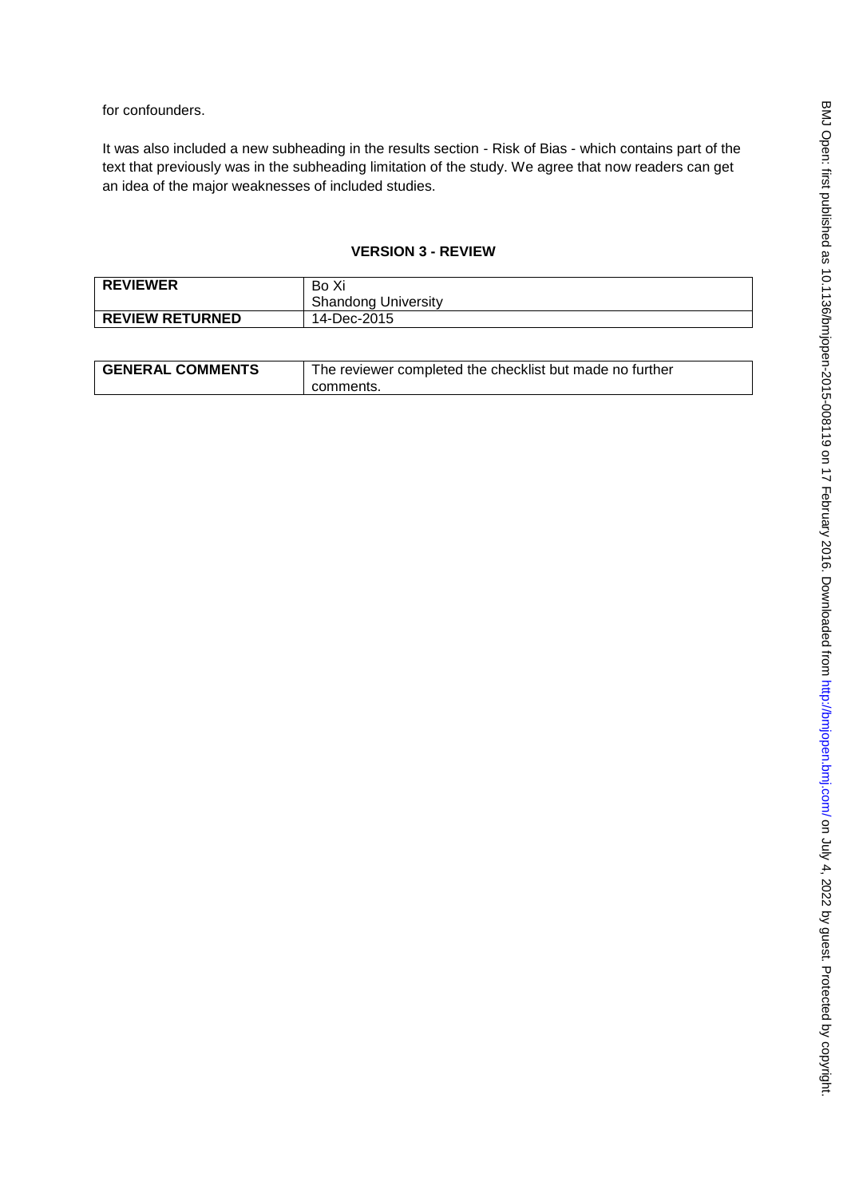for confounders.

It was also included a new subheading in the results section - Risk of Bias - which contains part of the text that previously was in the subheading limitation of the study. We agree that now readers can get an idea of the major weaknesses of included studies.

## VERSION 3 - REVIEW

| | |
|---|---|
| **REVIEWER** | Bo Xi<br>Shandong University |
| **REVIEW RETURNED** | 14-Dec-2015 |

| | |
|---|---|
| **GENERAL COMMENTS** | The reviewer completed the checklist but made no further comments. |